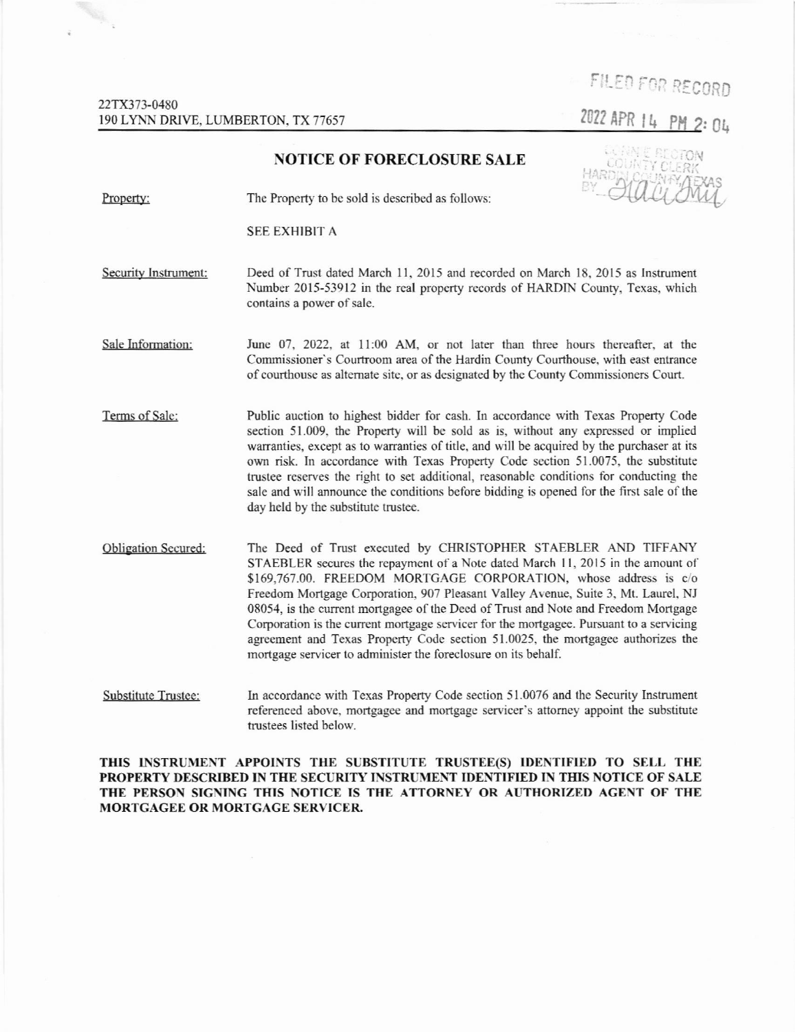22TX373-0480
190 LYNN DRIVE, LUMBERTON, TX 77657

FILED FOR RECORD

2022 APR 14 PM 2: 04

BONNIE REDTON
COUNTY CLERK
HARDIN COUNTY, TEXAS
BY

# NOTICE OF FORECLOSURE SALE

Property: The Property to be sold is described as follows:

SEE EXHIBIT A

Security Instrument: Deed of Trust dated March 11, 2015 and recorded on March 18, 2015 as Instrument Number 2015-53912 in the real property records of HARDIN County, Texas, which contains a power of sale.

Sale Information: June 07, 2022, at 11:00 AM, or not later than three hours thereafter, at the Commissioner's Courtroom area of the Hardin County Courthouse, with east entrance of courthouse as alternate site, or as designated by the County Commissioners Court.

Terms of Sale: Public auction to highest bidder for cash. In accordance with Texas Property Code section 51.009, the Property will be sold as is, without any expressed or implied warranties, except as to warranties of title, and will be acquired by the purchaser at its own risk. In accordance with Texas Property Code section 51.0075, the substitute trustee reserves the right to set additional, reasonable conditions for conducting the sale and will announce the conditions before bidding is opened for the first sale of the day held by the substitute trustee.

Obligation Secured: The Deed of Trust executed by CHRISTOPHER STAEBLER AND TIFFANY STAEBLER secures the repayment of a Note dated March 11, 2015 in the amount of $169,767.00. FREEDOM MORTGAGE CORPORATION, whose address is c/o Freedom Mortgage Corporation, 907 Pleasant Valley Avenue, Suite 3, Mt. Laurel, NJ 08054, is the current mortgagee of the Deed of Trust and Note and Freedom Mortgage Corporation is the current mortgage servicer for the mortgagee. Pursuant to a servicing agreement and Texas Property Code section 51.0025, the mortgagee authorizes the mortgage servicer to administer the foreclosure on its behalf.

Substitute Trustee: In accordance with Texas Property Code section 51.0076 and the Security Instrument referenced above, mortgagee and mortgage servicer's attorney appoint the substitute trustees listed below.

**THIS INSTRUMENT APPOINTS THE SUBSTITUTE TRUSTEE(S) IDENTIFIED TO SELL THE PROPERTY DESCRIBED IN THE SECURITY INSTRUMENT IDENTIFIED IN THIS NOTICE OF SALE THE PERSON SIGNING THIS NOTICE IS THE ATTORNEY OR AUTHORIZED AGENT OF THE MORTGAGEE OR MORTGAGE SERVICER.**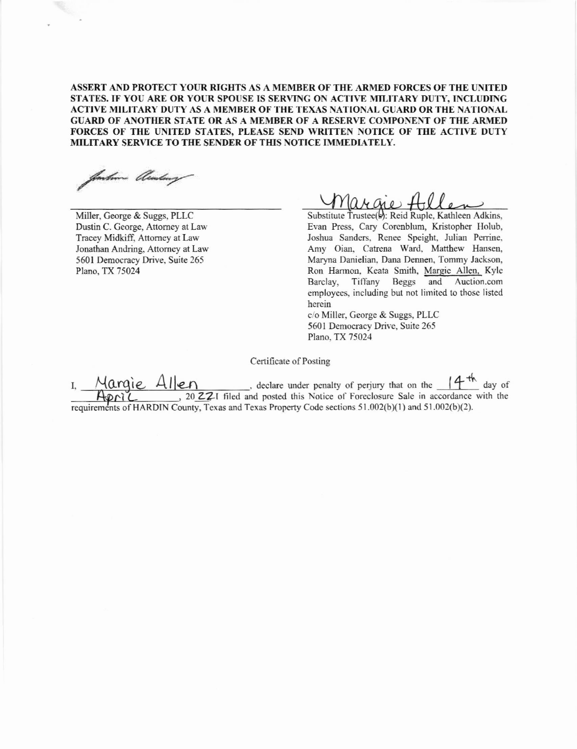**ASSERT AND PROTECT YOUR RIGHTS AS A MEMBER OF THE ARMED FORCES OF THE UNITED STATES. IF YOU ARE OR YOUR SPOUSE IS SERVING ON ACTIVE MILITARY DUTY, INCLUDING ACTIVE MILITARY DUTY AS A MEMBER OF THE TEXAS NATIONAL GUARD OR THE NATIONAL GUARD OF ANOTHER STATE OR AS A MEMBER OF A RESERVE COMPONENT OF THE ARMED FORCES OF THE UNITED STATES, PLEASE SEND WRITTEN NOTICE OF THE ACTIVE DUTY MILITARY SERVICE TO THE SENDER OF THIS NOTICE IMMEDIATELY.**

Miller, George & Suggs, PLLC
Dustin C. George, Attorney at Law
Tracey Midkiff, Attorney at Law
Jonathan Andring, Attorney at Law
5601 Democracy Drive, Suite 265
Plano, TX 75024

Margie Allen

Substitute Trustee(s): Reid Ruple, Kathleen Adkins, Evan Press, Cary Corenblum, Kristopher Holub, Joshua Sanders, Renee Speight, Julian Perrine, Amy Oian, Catrena Ward, Matthew Hansen, Maryna Danielian, Dana Dennen, Tommy Jackson, Ron Harmon, Keata Smith, Margie Allen, Kyle Barclay, Tiffany Beggs and Auction.com employees, including but not limited to those listed herein
c/o Miller, George & Suggs, PLLC
5601 Democracy Drive, Suite 265
Plano, TX 75024

Certificate of Posting

I, Margie Allen, declare under penalty of perjury that on the 14th day of April, 2022 filed and posted this Notice of Foreclosure Sale in accordance with the requirements of HARDIN County, Texas and Texas Property Code sections 51.002(b)(1) and 51.002(b)(2).